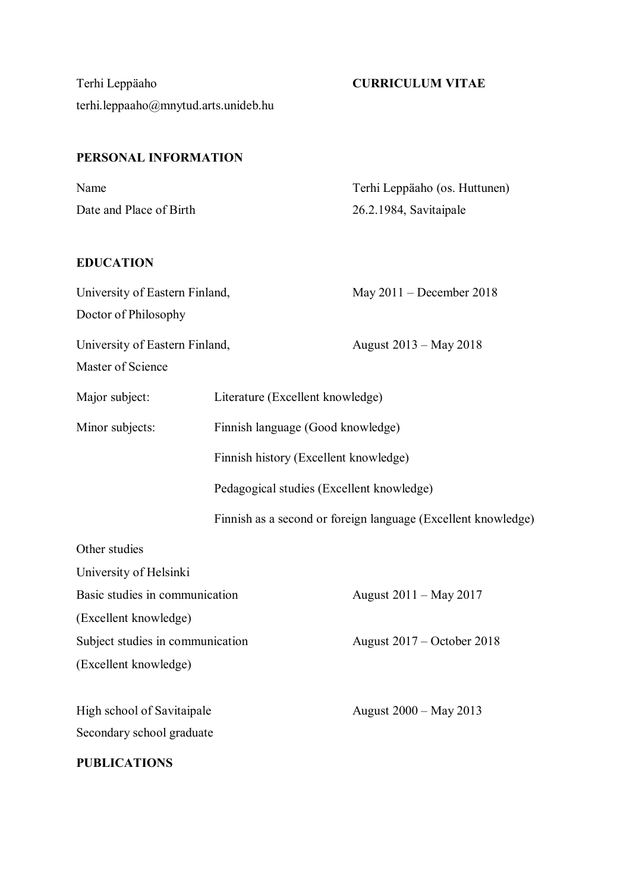Terhi Leppäaho

terhi.leppaaho@mnytud.arts.unideb.hu

# CURRICULUM VITAE

## PERSONAL INFORMATION

| | |
|---|---|
| Name | Terhi Leppäaho (os. Huttunen) |
| Date and Place of Birth | 26.2.1984, Savitaipale |

## EDUCATION

University of Eastern Finland, Doctor of Philosophy — May 2011 – December 2018

University of Eastern Finland, Master of Science — August 2013 – May 2018

| | |
|---|---|
| Major subject: | Literature (Excellent knowledge) |
| Minor subjects: | Finnish language (Good knowledge) |
| | Finnish history (Excellent knowledge) |
| | Pedagogical studies (Excellent knowledge) |
| | Finnish as a second or foreign language (Excellent knowledge) |

Other studies

University of Helsinki

Basic studies in communication (Excellent knowledge) — August 2011 – May 2017

Subject studies in communication (Excellent knowledge) — August 2017 – October 2018

High school of Savitaipale, Secondary school graduate — August 2000 – May 2013

## PUBLICATIONS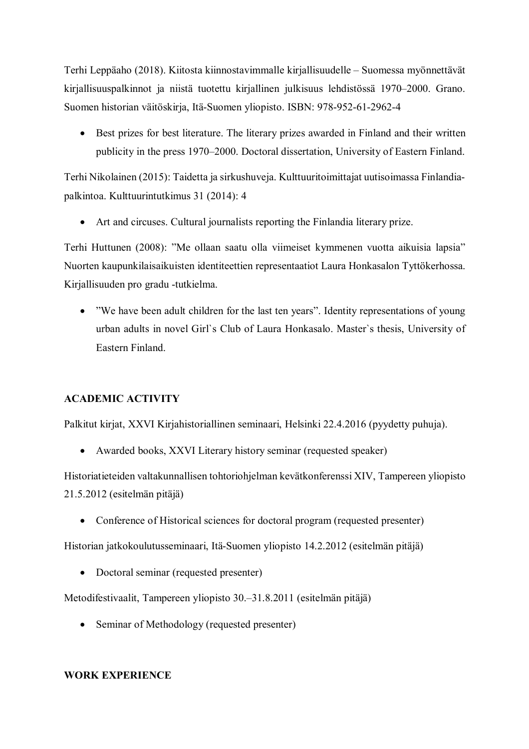Terhi Leppäaho (2018). Kiitosta kiinnostavimmalle kirjallisuudelle – Suomessa myönnettävät kirjallisuuspalkinnot ja niistä tuotettu kirjallinen julkisuus lehdistössä 1970–2000. Grano. Suomen historian väitöskirja, Itä-Suomen yliopisto. ISBN: 978-952-61-2962-4

- Best prizes for best literature. The literary prizes awarded in Finland and their written publicity in the press 1970–2000. Doctoral dissertation, University of Eastern Finland.

Terhi Nikolainen (2015): Taidetta ja sirkushuveja. Kulttuuritoimittajat uutisoimassa Finlandia-palkintoa. Kulttuurintutkimus 31 (2014): 4

- Art and circuses. Cultural journalists reporting the Finlandia literary prize.

Terhi Huttunen (2008): ”Me ollaan saatu olla viimeiset kymmenen vuotta aikuisia lapsia” Nuorten kaupunkilaisaikuisten identiteettien representaatiot Laura Honkasalon Tyttökerhossa. Kirjallisuuden pro gradu -tutkielma.

- ”We have been adult children for the last ten years”. Identity representations of young urban adults in novel Girl`s Club of Laura Honkasalo. Master`s thesis, University of Eastern Finland.

**ACADEMIC ACTIVITY**

Palkitut kirjat, XXVI Kirjahistoriallinen seminaari, Helsinki 22.4.2016 (pyydetty puhuja).

- Awarded books, XXVI Literary history seminar (requested speaker)

Historiatieteiden valtakunnallisen tohtoriohjelman kevätkonferenssi XIV, Tampereen yliopisto 21.5.2012 (esitelmän pitäjä)

- Conference of Historical sciences for doctoral program (requested presenter)

Historian jatkokoulutusseminaari, Itä-Suomen yliopisto 14.2.2012 (esitelmän pitäjä)

- Doctoral seminar (requested presenter)

Metodifestivaalit, Tampereen yliopisto 30.–31.8.2011 (esitelmän pitäjä)

- Seminar of Methodology (requested presenter)

**WORK EXPERIENCE**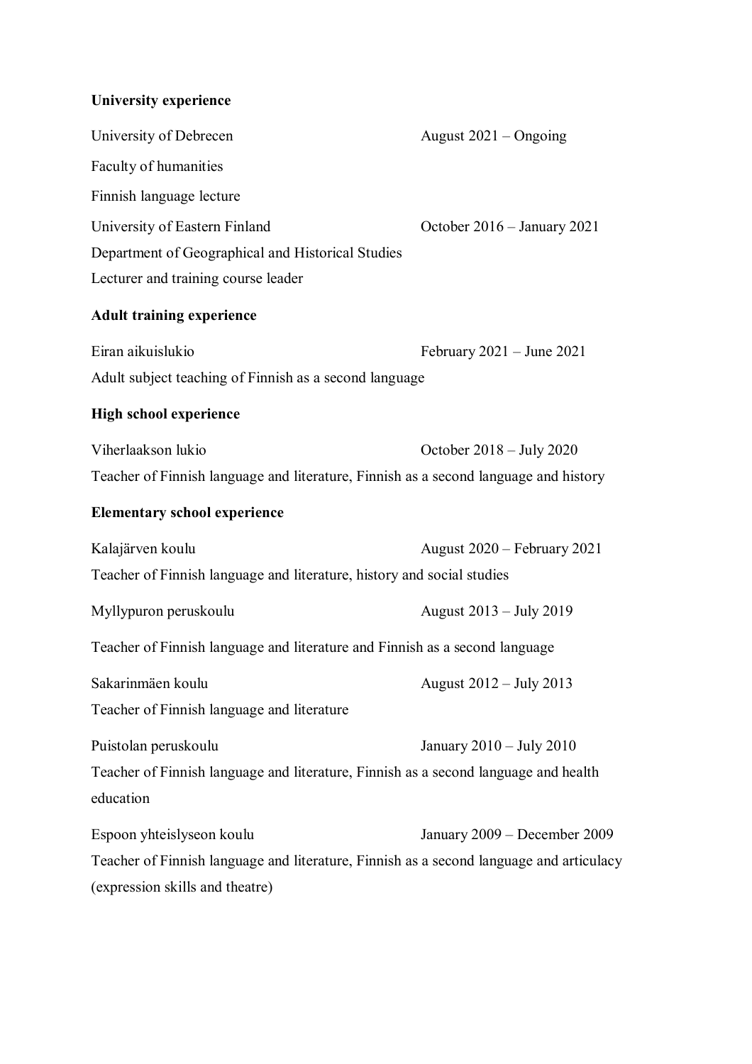**University experience**

University of Debrecen — August 2021 – Ongoing
Faculty of humanities
Finnish language lecture

University of Eastern Finland — October 2016 – January 2021
Department of Geographical and Historical Studies
Lecturer and training course leader

**Adult training experience**

Eiran aikuislukio — February 2021 – June 2021
Adult subject teaching of Finnish as a second language

**High school experience**

Viherlaakson lukio — October 2018 – July 2020
Teacher of Finnish language and literature, Finnish as a second language and history

**Elementary school experience**

Kalajärven koulu — August 2020 – February 2021
Teacher of Finnish language and literature, history and social studies

Myllypuron peruskoulu — August 2013 – July 2019

Teacher of Finnish language and literature and Finnish as a second language

Sakarinmäen koulu — August 2012 – July 2013
Teacher of Finnish language and literature

Puistolan peruskoulu — January 2010 – July 2010
Teacher of Finnish language and literature, Finnish as a second language and health education

Espoon yhteislyseon koulu — January 2009 – December 2009
Teacher of Finnish language and literature, Finnish as a second language and articulacy (expression skills and theatre)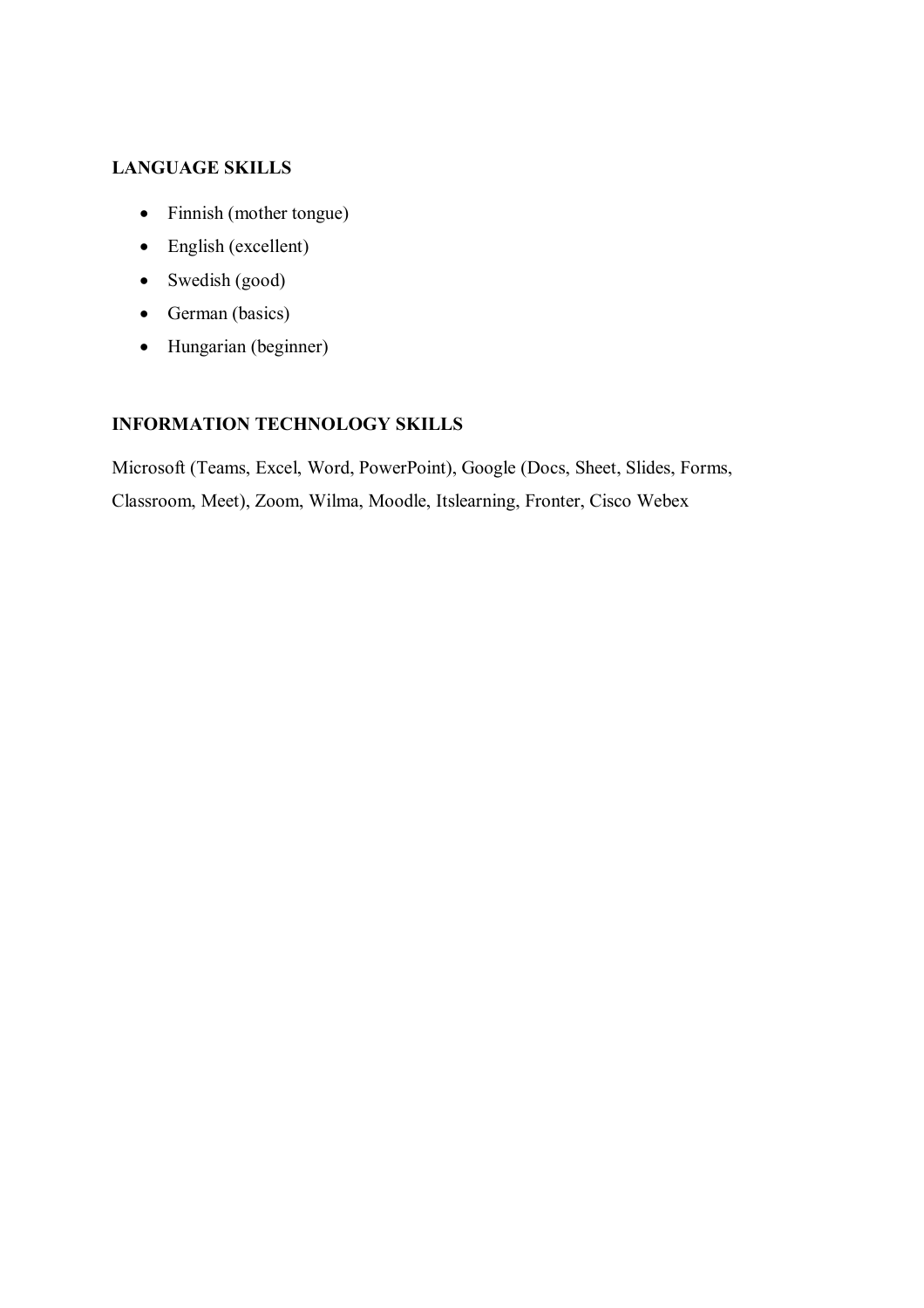**LANGUAGE SKILLS**

- Finnish (mother tongue)
- English (excellent)
- Swedish (good)
- German (basics)
- Hungarian (beginner)

**INFORMATION TECHNOLOGY SKILLS**

Microsoft (Teams, Excel, Word, PowerPoint), Google (Docs, Sheet, Slides, Forms, Classroom, Meet), Zoom, Wilma, Moodle, Itslearning, Fronter, Cisco Webex